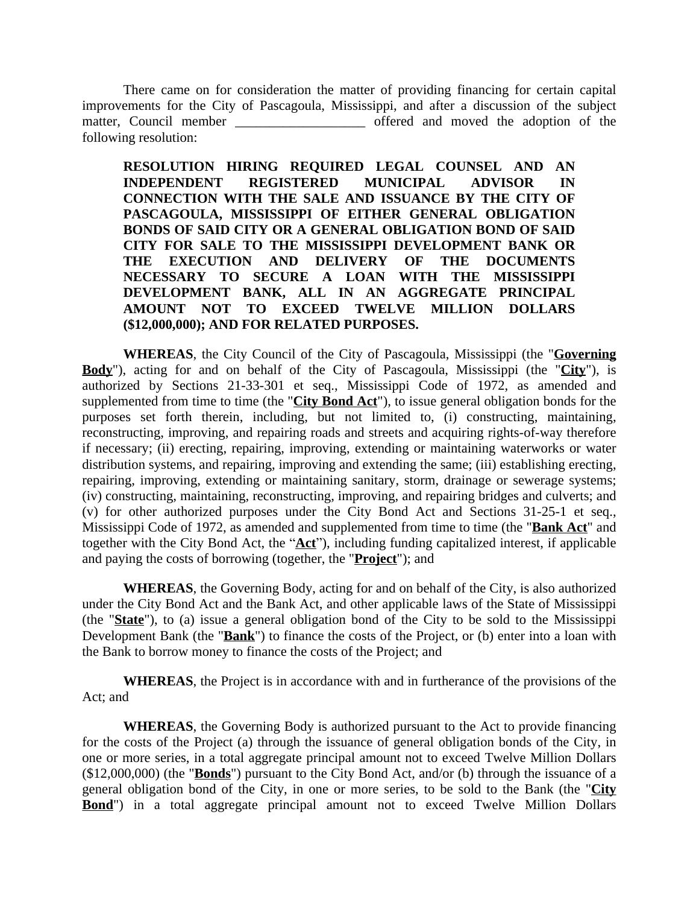There came on for consideration the matter of providing financing for certain capital improvements for the City of Pascagoula, Mississippi, and after a discussion of the subject matter, Council member ___________________ offered and moved the adoption of the following resolution:

**RESOLUTION HIRING REQUIRED LEGAL COUNSEL AND AN INDEPENDENT REGISTERED MUNICIPAL ADVISOR IN CONNECTION WITH THE SALE AND ISSUANCE BY THE CITY OF PASCAGOULA, MISSISSIPPI OF EITHER GENERAL OBLIGATION BONDS OF SAID CITY OR A GENERAL OBLIGATION BOND OF SAID CITY FOR SALE TO THE MISSISSIPPI DEVELOPMENT BANK OR THE EXECUTION AND DELIVERY OF THE DOCUMENTS NECESSARY TO SECURE A LOAN WITH THE MISSISSIPPI DEVELOPMENT BANK, ALL IN AN AGGREGATE PRINCIPAL AMOUNT NOT TO EXCEED TWELVE MILLION DOLLARS ($12,000,000); AND FOR RELATED PURPOSES.**

**WHEREAS**, the City Council of the City of Pascagoula, Mississippi (the "**Governing Body**"), acting for and on behalf of the City of Pascagoula, Mississippi (the "**City**"), is authorized by Sections 21-33-301 et seq., Mississippi Code of 1972, as amended and supplemented from time to time (the "**City Bond Act**"), to issue general obligation bonds for the purposes set forth therein, including, but not limited to, (i) constructing, maintaining, reconstructing, improving, and repairing roads and streets and acquiring rights-of-way therefore if necessary; (ii) erecting, repairing, improving, extending or maintaining waterworks or water distribution systems, and repairing, improving and extending the same; (iii) establishing erecting, repairing, improving, extending or maintaining sanitary, storm, drainage or sewerage systems; (iv) constructing, maintaining, reconstructing, improving, and repairing bridges and culverts; and (v) for other authorized purposes under the City Bond Act and Sections 31-25-1 et seq., Mississippi Code of 1972, as amended and supplemented from time to time (the "**Bank Act**" and together with the City Bond Act, the "**Act**"), including funding capitalized interest, if applicable and paying the costs of borrowing (together, the "**Project**"); and

**WHEREAS**, the Governing Body, acting for and on behalf of the City, is also authorized under the City Bond Act and the Bank Act, and other applicable laws of the State of Mississippi (the "**State**"), to (a) issue a general obligation bond of the City to be sold to the Mississippi Development Bank (the "**Bank**") to finance the costs of the Project, or (b) enter into a loan with the Bank to borrow money to finance the costs of the Project; and

**WHEREAS**, the Project is in accordance with and in furtherance of the provisions of the Act; and

**WHEREAS**, the Governing Body is authorized pursuant to the Act to provide financing for the costs of the Project (a) through the issuance of general obligation bonds of the City, in one or more series, in a total aggregate principal amount not to exceed Twelve Million Dollars ($12,000,000) (the "**Bonds**") pursuant to the City Bond Act, and/or (b) through the issuance of a general obligation bond of the City, in one or more series, to be sold to the Bank (the "**City Bond**") in a total aggregate principal amount not to exceed Twelve Million Dollars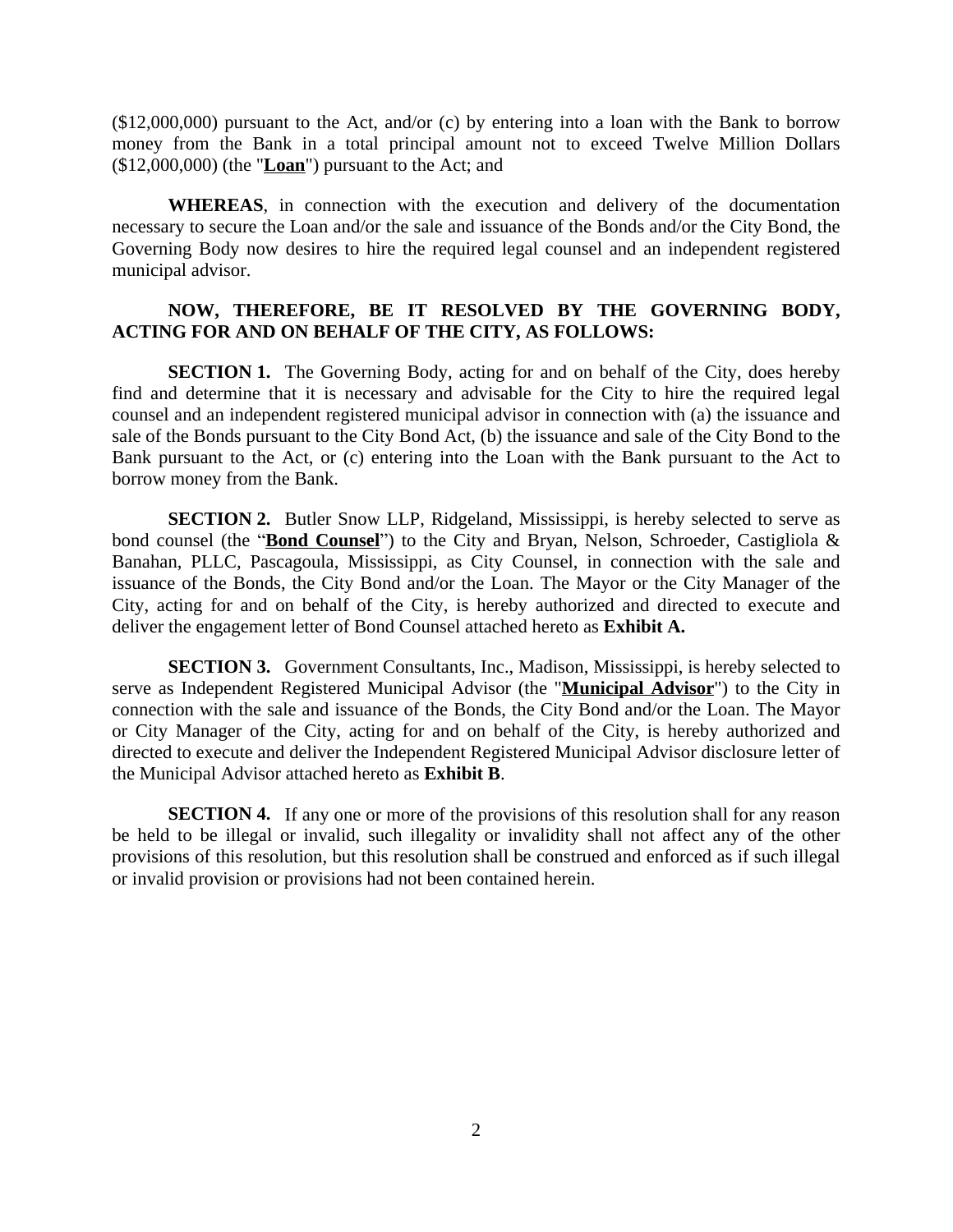($12,000,000) pursuant to the Act, and/or (c) by entering into a loan with the Bank to borrow money from the Bank in a total principal amount not to exceed Twelve Million Dollars ($12,000,000) (the "**<u>Loan</u>**") pursuant to the Act; and

**WHEREAS**, in connection with the execution and delivery of the documentation necessary to secure the Loan and/or the sale and issuance of the Bonds and/or the City Bond, the Governing Body now desires to hire the required legal counsel and an independent registered municipal advisor.

**NOW, THEREFORE, BE IT RESOLVED BY THE GOVERNING BODY, ACTING FOR AND ON BEHALF OF THE CITY, AS FOLLOWS:**

**SECTION 1.** The Governing Body, acting for and on behalf of the City, does hereby find and determine that it is necessary and advisable for the City to hire the required legal counsel and an independent registered municipal advisor in connection with (a) the issuance and sale of the Bonds pursuant to the City Bond Act, (b) the issuance and sale of the City Bond to the Bank pursuant to the Act, or (c) entering into the Loan with the Bank pursuant to the Act to borrow money from the Bank.

**SECTION 2.** Butler Snow LLP, Ridgeland, Mississippi, is hereby selected to serve as bond counsel (the "**<u>Bond Counsel</u>**") to the City and Bryan, Nelson, Schroeder, Castigliola & Banahan, PLLC, Pascagoula, Mississippi, as City Counsel, in connection with the sale and issuance of the Bonds, the City Bond and/or the Loan. The Mayor or the City Manager of the City, acting for and on behalf of the City, is hereby authorized and directed to execute and deliver the engagement letter of Bond Counsel attached hereto as **Exhibit A.**

**SECTION 3.** Government Consultants, Inc., Madison, Mississippi, is hereby selected to serve as Independent Registered Municipal Advisor (the "**<u>Municipal Advisor</u>**") to the City in connection with the sale and issuance of the Bonds, the City Bond and/or the Loan. The Mayor or City Manager of the City, acting for and on behalf of the City, is hereby authorized and directed to execute and deliver the Independent Registered Municipal Advisor disclosure letter of the Municipal Advisor attached hereto as **Exhibit B**.

**SECTION 4.** If any one or more of the provisions of this resolution shall for any reason be held to be illegal or invalid, such illegality or invalidity shall not affect any of the other provisions of this resolution, but this resolution shall be construed and enforced as if such illegal or invalid provision or provisions had not been contained herein.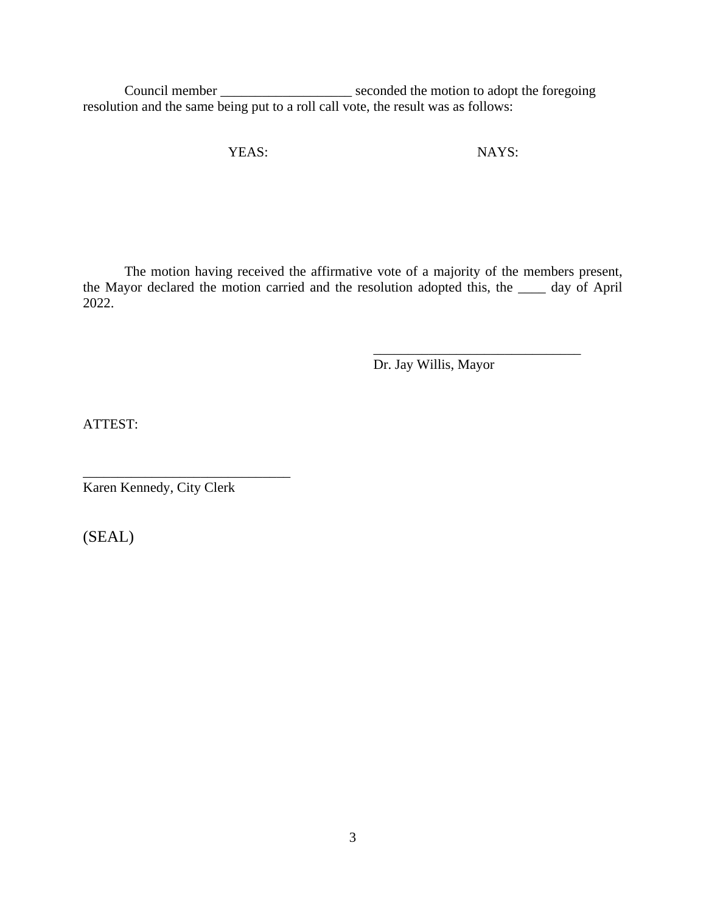Council member ___________________ seconded the motion to adopt the foregoing resolution and the same being put to a roll call vote, the result was as follows:

| YEAS: | NAYS: |
|---|---|
| | |

The motion having received the affirmative vote of a majority of the members present, the Mayor declared the motion carried and the resolution adopted this, the ____ day of April 2022.

______________________________
Dr. Jay Willis, Mayor

ATTEST:

______________________________
Karen Kennedy, City Clerk

(SEAL)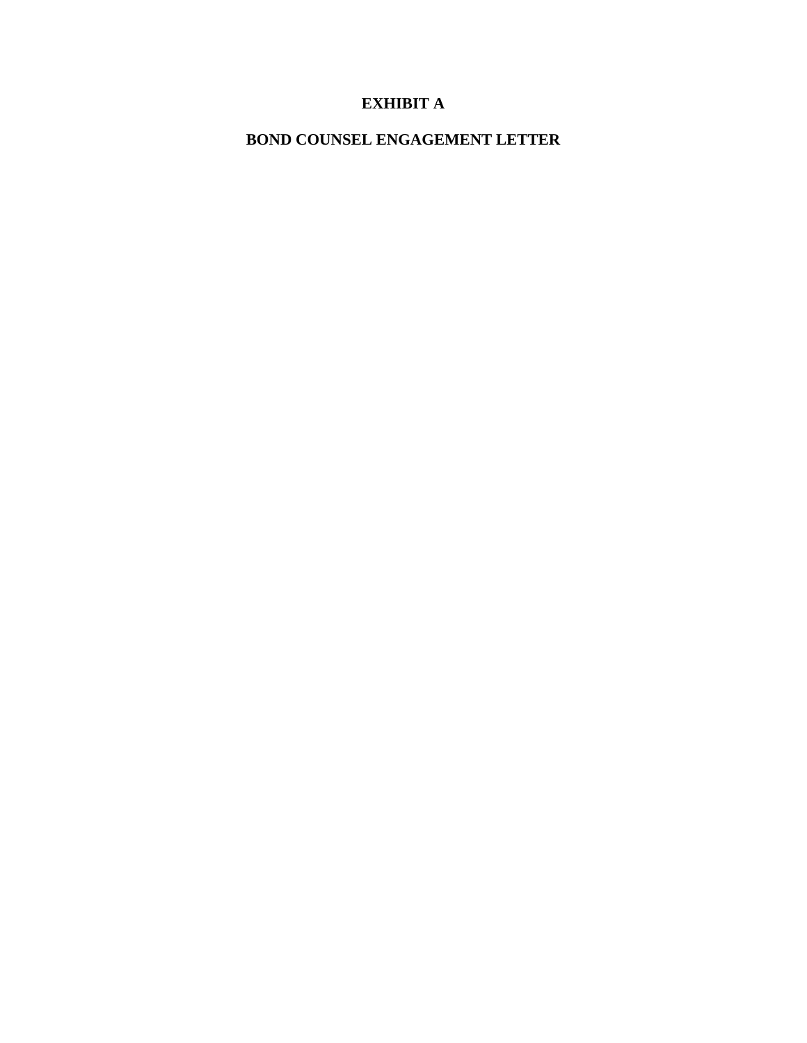# EXHIBIT A

## BOND COUNSEL ENGAGEMENT LETTER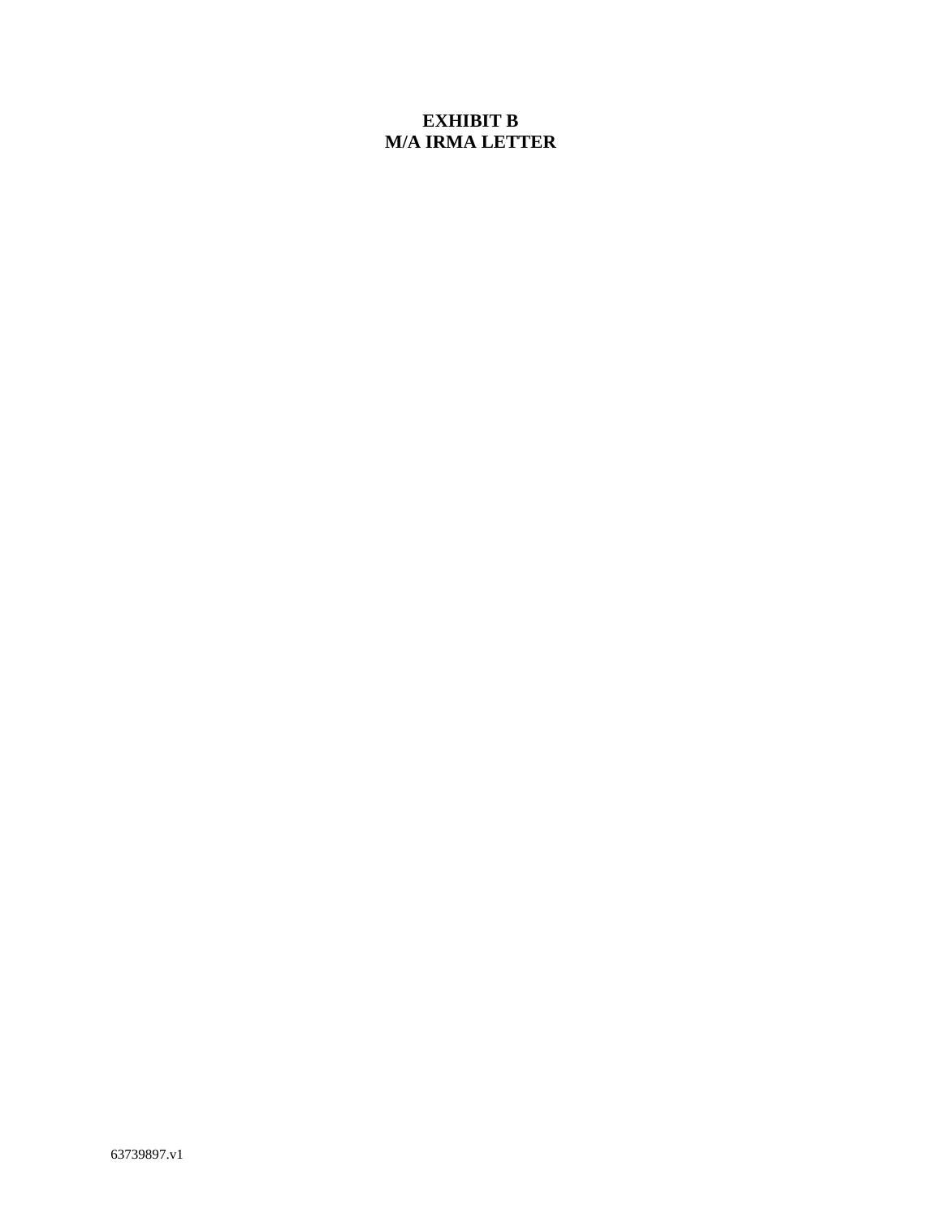**EXHIBIT B**
**M/A IRMA LETTER**

63739897.v1